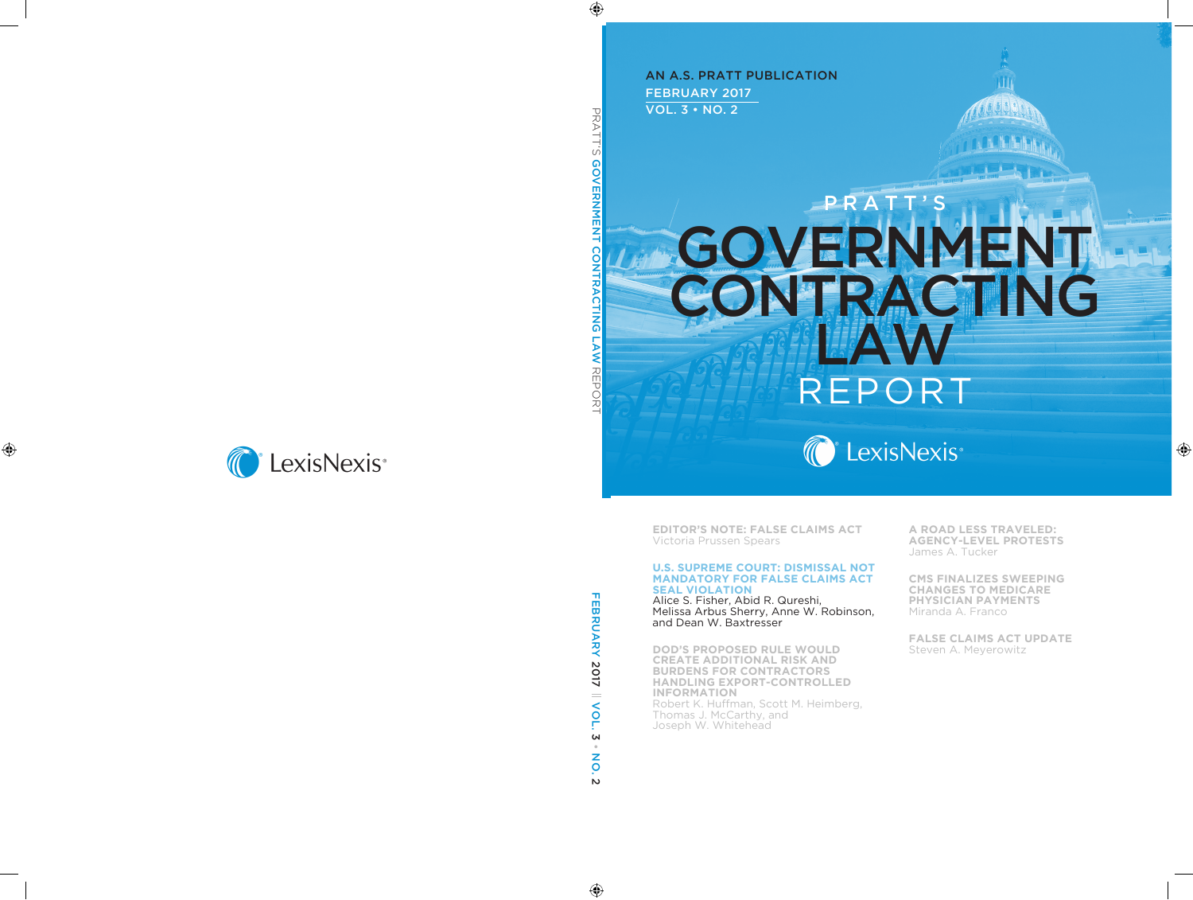AN A.S. PRATT PUBLICATION

FEBRUARY 2017

VOL. 3 • NO. 2

# PRATT'S GOVERNMENT CONTRACTING LAW REPORT

LexisNexis

**EDITOR'S NOTE: FALSE CLAIMS ACT**
Victoria Prussen Spears

**U.S. SUPREME COURT: DISMISSAL NOT MANDATORY FOR FALSE CLAIMS ACT SEAL VIOLATION**
Alice S. Fisher, Abid R. Qureshi, Melissa Arbus Sherry, Anne W. Robinson, and Dean W. Baxtresser

**DOD'S PROPOSED RULE WOULD CREATE ADDITIONAL RISK AND BURDENS FOR CONTRACTORS HANDLING EXPORT-CONTROLLED INFORMATION**
Robert K. Huffman, Scott M. Heimberg, Thomas J. McCarthy, and Joseph W. Whitehead

**A ROAD LESS TRAVELED: AGENCY-LEVEL PROTESTS**
James A. Tucker

**CMS FINALIZES SWEEPING CHANGES TO MEDICARE PHYSICIAN PAYMENTS**
Miranda A. Franco

**FALSE CLAIMS ACT UPDATE**
Steven A. Meyerowitz

PRATT'S GOVERNMENT CONTRACTING LAW REPORT

FEBRUARY 2017 || VOL. 3 • NO. 2

LexisNexis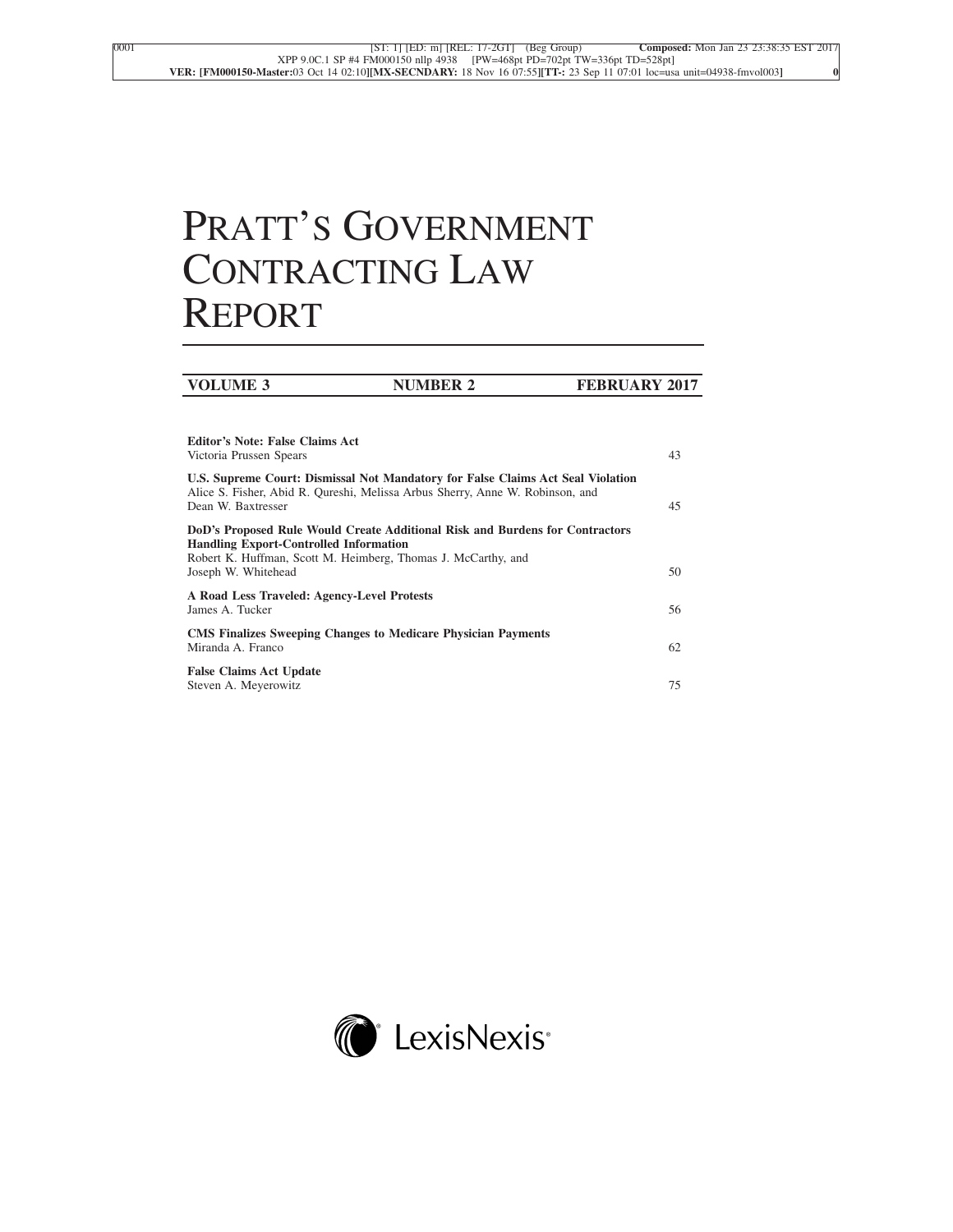# PRATT'S GOVERNMENT CONTRACTING LAW REPORT

| VOLUME 3 | NUMBER 2 | FEBRUARY 2017 |
|---|---|---|

| | |
|---|---|
| **Editor's Note: False Claims Act**<br>Victoria Prussen Spears | 43 |
| **U.S. Supreme Court: Dismissal Not Mandatory for False Claims Act Seal Violation**<br>Alice S. Fisher, Abid R. Qureshi, Melissa Arbus Sherry, Anne W. Robinson, and Dean W. Baxtresser | 45 |
| **DoD's Proposed Rule Would Create Additional Risk and Burdens for Contractors Handling Export-Controlled Information**<br>Robert K. Huffman, Scott M. Heimberg, Thomas J. McCarthy, and Joseph W. Whitehead | 50 |
| **A Road Less Traveled: Agency-Level Protests**<br>James A. Tucker | 56 |
| **CMS Finalizes Sweeping Changes to Medicare Physician Payments**<br>Miranda A. Franco | 62 |
| **False Claims Act Update**<br>Steven A. Meyerowitz | 75 |

LexisNexis®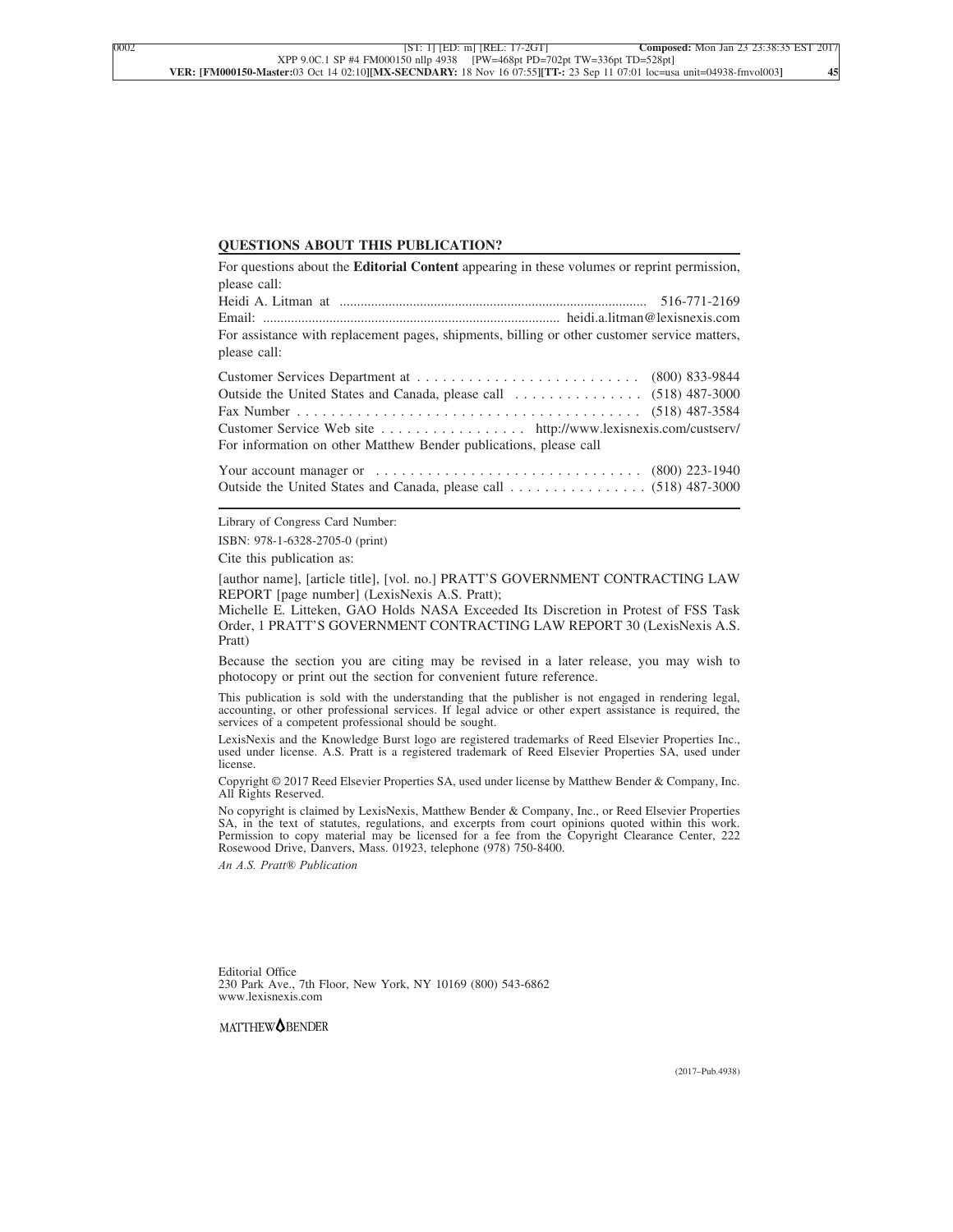## QUESTIONS ABOUT THIS PUBLICATION?

For questions about the **Editorial Content** appearing in these volumes or reprint permission, please call:

Heidi A. Litman at ........................................................................................ 516-771-2169
Email: ..................................................................................... heidi.a.litman@lexisnexis.com

For assistance with replacement pages, shipments, billing or other customer service matters, please call:

Customer Services Department at . . . . . . . . . . . . . . . . . . . . . . . . . . (800) 833-9844
Outside the United States and Canada, please call . . . . . . . . . . . . . . . (518) 487-3000
Fax Number . . . . . . . . . . . . . . . . . . . . . . . . . . . . . . . . . . . . . . . . (518) 487-3584
Customer Service Web site . . . . . . . . . . . . . . . . . http://www.lexisnexis.com/custserv/

For information on other Matthew Bender publications, please call

Your account manager or . . . . . . . . . . . . . . . . . . . . . . . . . . . . . . . (800) 223-1940
Outside the United States and Canada, please call . . . . . . . . . . . . . . . . (518) 487-3000

---

Library of Congress Card Number:

ISBN: 978-1-6328-2705-0 (print)

Cite this publication as:

[author name], [article title], [vol. no.] PRATT'S GOVERNMENT CONTRACTING LAW REPORT [page number] (LexisNexis A.S. Pratt);

Michelle E. Litteken, GAO Holds NASA Exceeded Its Discretion in Protest of FSS Task Order, 1 PRATT'S GOVERNMENT CONTRACTING LAW REPORT 30 (LexisNexis A.S. Pratt)

Because the section you are citing may be revised in a later release, you may wish to photocopy or print out the section for convenient future reference.

This publication is sold with the understanding that the publisher is not engaged in rendering legal, accounting, or other professional services. If legal advice or other expert assistance is required, the services of a competent professional should be sought.

LexisNexis and the Knowledge Burst logo are registered trademarks of Reed Elsevier Properties Inc., used under license. A.S. Pratt is a registered trademark of Reed Elsevier Properties SA, used under license.

Copyright © 2017 Reed Elsevier Properties SA, used under license by Matthew Bender & Company, Inc. All Rights Reserved.

No copyright is claimed by LexisNexis, Matthew Bender & Company, Inc., or Reed Elsevier Properties SA, in the text of statutes, regulations, and excerpts from court opinions quoted within this work. Permission to copy material may be licensed for a fee from the Copyright Clearance Center, 222 Rosewood Drive, Danvers, Mass. 01923, telephone (978) 750-8400.

*An A.S. Pratt® Publication*

Editorial Office
230 Park Ave., 7th Floor, New York, NY 10169 (800) 543-6862
www.lexisnexis.com

MATTHEW BENDER

(2017–Pub.4938)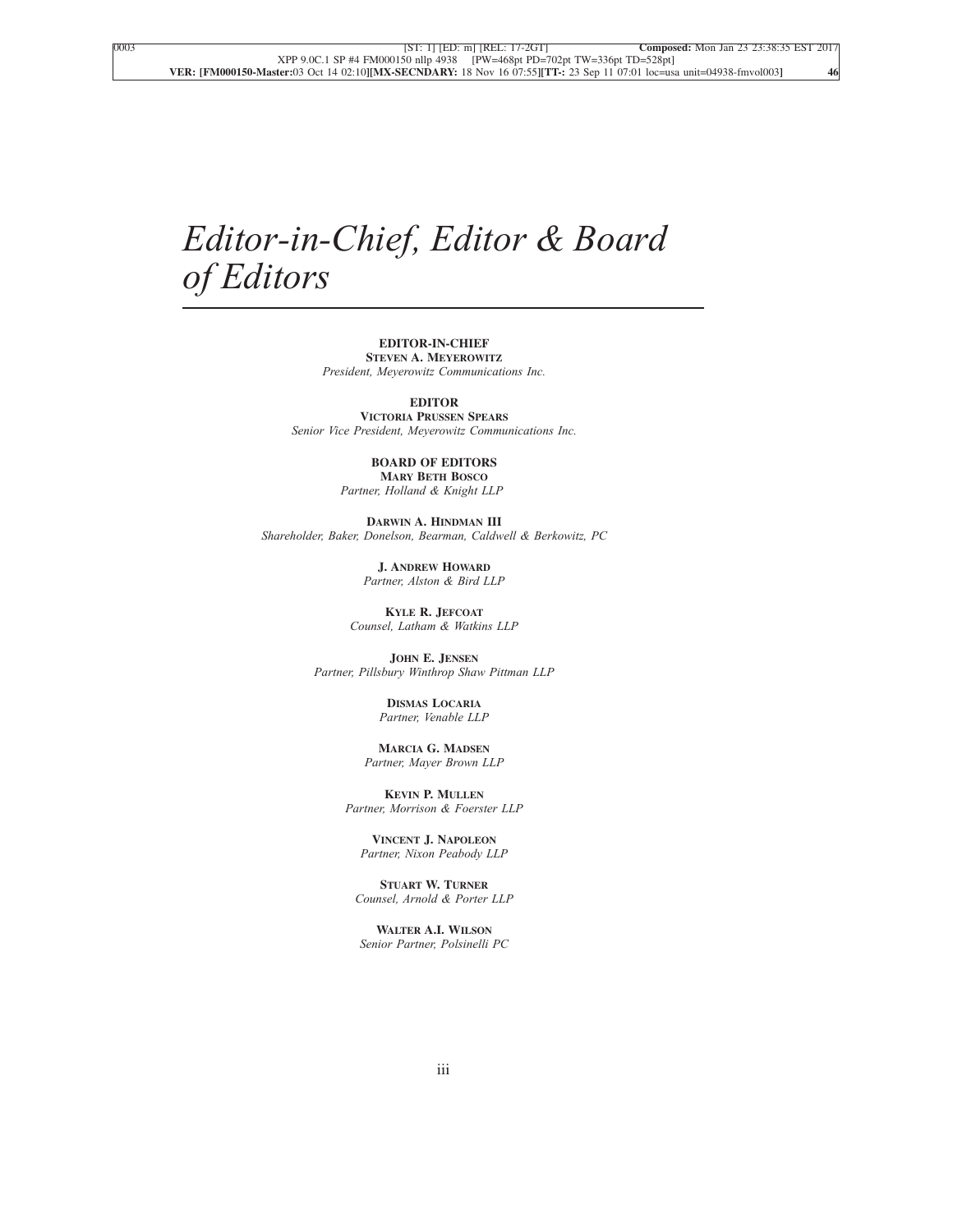# *Editor-in-Chief, Editor & Board of Editors*

**EDITOR-IN-CHIEF**
**STEVEN A. MEYEROWITZ**
*President, Meyerowitz Communications Inc.*

**EDITOR**
**VICTORIA PRUSSEN SPEARS**
*Senior Vice President, Meyerowitz Communications Inc.*

**BOARD OF EDITORS**
**MARY BETH BOSCO**
*Partner, Holland & Knight LLP*

**DARWIN A. HINDMAN III**
*Shareholder, Baker, Donelson, Bearman, Caldwell & Berkowitz, PC*

**J. ANDREW HOWARD**
*Partner, Alston & Bird LLP*

**KYLE R. JEFCOAT**
*Counsel, Latham & Watkins LLP*

**JOHN E. JENSEN**
*Partner, Pillsbury Winthrop Shaw Pittman LLP*

**DISMAS LOCARIA**
*Partner, Venable LLP*

**MARCIA G. MADSEN**
*Partner, Mayer Brown LLP*

**KEVIN P. MULLEN**
*Partner, Morrison & Foerster LLP*

**VINCENT J. NAPOLEON**
*Partner, Nixon Peabody LLP*

**STUART W. TURNER**
*Counsel, Arnold & Porter LLP*

**WALTER A.I. WILSON**
*Senior Partner, Polsinelli PC*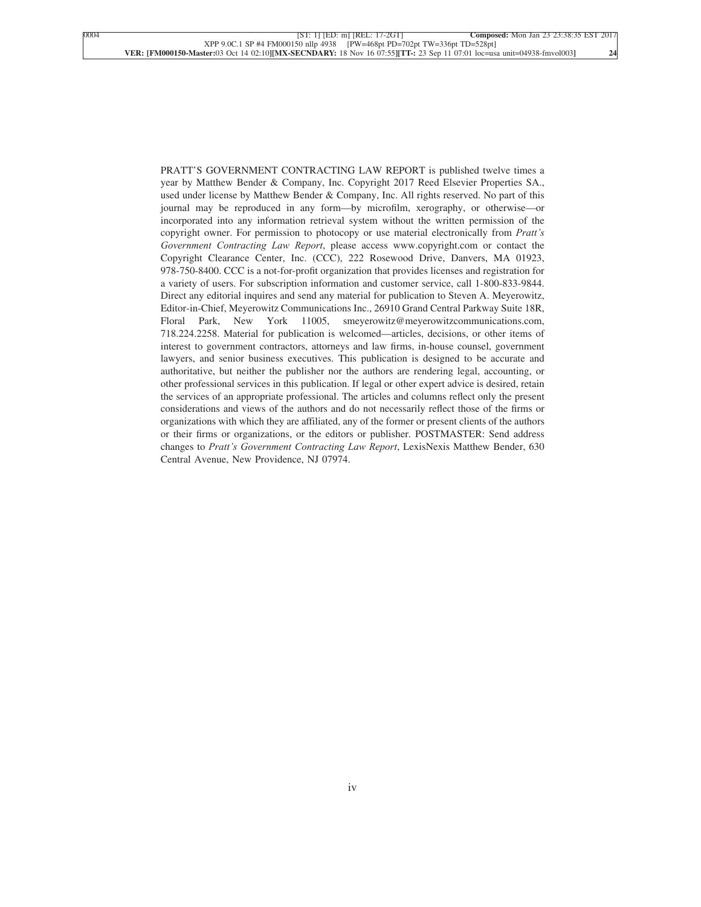PRATT'S GOVERNMENT CONTRACTING LAW REPORT is published twelve times a year by Matthew Bender & Company, Inc. Copyright 2017 Reed Elsevier Properties SA., used under license by Matthew Bender & Company, Inc. All rights reserved. No part of this journal may be reproduced in any form—by microfilm, xerography, or otherwise—or incorporated into any information retrieval system without the written permission of the copyright owner. For permission to photocopy or use material electronically from *Pratt's Government Contracting Law Report*, please access www.copyright.com or contact the Copyright Clearance Center, Inc. (CCC), 222 Rosewood Drive, Danvers, MA 01923, 978-750-8400. CCC is a not-for-profit organization that provides licenses and registration for a variety of users. For subscription information and customer service, call 1-800-833-9844. Direct any editorial inquires and send any material for publication to Steven A. Meyerowitz, Editor-in-Chief, Meyerowitz Communications Inc., 26910 Grand Central Parkway Suite 18R, Floral Park, New York 11005, smeyerowitz@meyerowitzcommunications.com, 718.224.2258. Material for publication is welcomed—articles, decisions, or other items of interest to government contractors, attorneys and law firms, in-house counsel, government lawyers, and senior business executives. This publication is designed to be accurate and authoritative, but neither the publisher nor the authors are rendering legal, accounting, or other professional services in this publication. If legal or other expert advice is desired, retain the services of an appropriate professional. The articles and columns reflect only the present considerations and views of the authors and do not necessarily reflect those of the firms or organizations with which they are affiliated, any of the former or present clients of the authors or their firms or organizations, or the editors or publisher. POSTMASTER: Send address changes to *Pratt's Government Contracting Law Report*, LexisNexis Matthew Bender, 630 Central Avenue, New Providence, NJ 07974.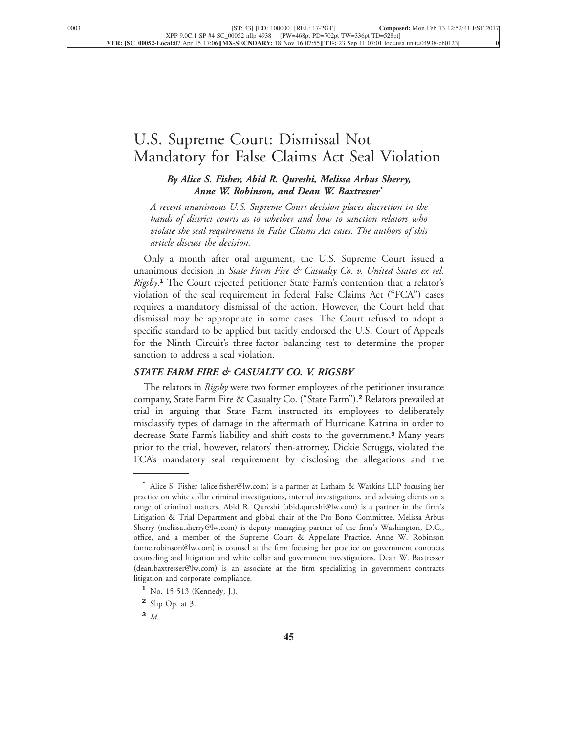# U.S. Supreme Court: Dismissal Not Mandatory for False Claims Act Seal Violation

***By Alice S. Fisher, Abid R. Qureshi, Melissa Arbus Sherry, Anne W. Robinson, and Dean W. Baxtresser****

*A recent unanimous U.S. Supreme Court decision places discretion in the hands of district courts as to whether and how to sanction relators who violate the seal requirement in False Claims Act cases. The authors of this article discuss the decision.*

Only a month after oral argument, the U.S. Supreme Court issued a unanimous decision in *State Farm Fire & Casualty Co. v. United States ex rel. Rigsby*.[1] The Court rejected petitioner State Farm's contention that a relator's violation of the seal requirement in federal False Claims Act ("FCA") cases requires a mandatory dismissal of the action. However, the Court held that dismissal may be appropriate in some cases. The Court refused to adopt a specific standard to be applied but tacitly endorsed the U.S. Court of Appeals for the Ninth Circuit's three-factor balancing test to determine the proper sanction to address a seal violation.

## *STATE FARM FIRE & CASUALTY CO. V. RIGSBY*

The relators in *Rigsby* were two former employees of the petitioner insurance company, State Farm Fire & Casualty Co. ("State Farm").[2] Relators prevailed at trial in arguing that State Farm instructed its employees to deliberately misclassify types of damage in the aftermath of Hurricane Katrina in order to decrease State Farm's liability and shift costs to the government.[3] Many years prior to the trial, however, relators' then-attorney, Dickie Scruggs, violated the FCA's mandatory seal requirement by disclosing the allegations and the

---

\* Alice S. Fisher (alice.fisher@lw.com) is a partner at Latham & Watkins LLP focusing her practice on white collar criminal investigations, internal investigations, and advising clients on a range of criminal matters. Abid R. Qureshi (abid.qureshi@lw.com) is a partner in the firm's Litigation & Trial Department and global chair of the Pro Bono Committee. Melissa Arbus Sherry (melissa.sherry@lw.com) is deputy managing partner of the firm's Washington, D.C., office, and a member of the Supreme Court & Appellate Practice. Anne W. Robinson (anne.robinson@lw.com) is counsel at the firm focusing her practice on government contracts counseling and litigation and white collar and government investigations. Dean W. Baxtresser (dean.baxtresser@lw.com) is an associate at the firm specializing in government contracts litigation and corporate compliance.

[1] No. 15-513 (Kennedy, J.).

[2] Slip Op. at 3.

[3] *Id.*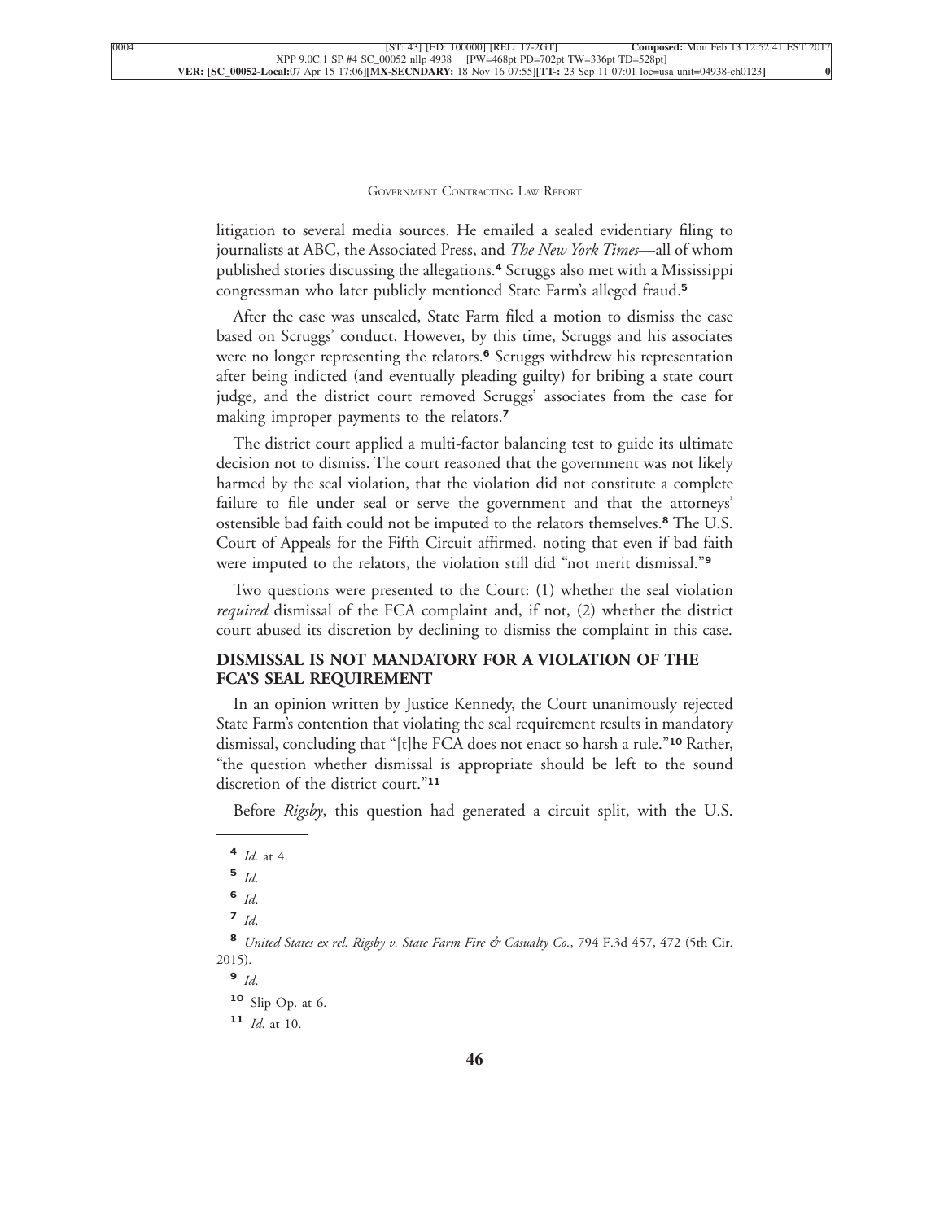litigation to several media sources. He emailed a sealed evidentiary filing to journalists at ABC, the Associated Press, and *The New York Times*—all of whom published stories discussing the allegations.[4] Scruggs also met with a Mississippi congressman who later publicly mentioned State Farm's alleged fraud.[5]

After the case was unsealed, State Farm filed a motion to dismiss the case based on Scruggs' conduct. However, by this time, Scruggs and his associates were no longer representing the relators.[6] Scruggs withdrew his representation after being indicted (and eventually pleading guilty) for bribing a state court judge, and the district court removed Scruggs' associates from the case for making improper payments to the relators.[7]

The district court applied a multi-factor balancing test to guide its ultimate decision not to dismiss. The court reasoned that the government was not likely harmed by the seal violation, that the violation did not constitute a complete failure to file under seal or serve the government and that the attorneys' ostensible bad faith could not be imputed to the relators themselves.[8] The U.S. Court of Appeals for the Fifth Circuit affirmed, noting that even if bad faith were imputed to the relators, the violation still did "not merit dismissal."[9]

Two questions were presented to the Court: (1) whether the seal violation *required* dismissal of the FCA complaint and, if not, (2) whether the district court abused its discretion by declining to dismiss the complaint in this case.

## DISMISSAL IS NOT MANDATORY FOR A VIOLATION OF THE FCA'S SEAL REQUIREMENT

In an opinion written by Justice Kennedy, the Court unanimously rejected State Farm's contention that violating the seal requirement results in mandatory dismissal, concluding that "[t]he FCA does not enact so harsh a rule."[10] Rather, "the question whether dismissal is appropriate should be left to the sound discretion of the district court."[11]

Before *Rigsby*, this question had generated a circuit split, with the U.S.

---

[4] *Id.* at 4.

[5] *Id.*

[6] *Id.*

[7] *Id.*

[8] *United States ex rel. Rigsby v. State Farm Fire & Casualty Co.*, 794 F.3d 457, 472 (5th Cir. 2015).

[9] *Id.*

[10] Slip Op. at 6.

[11] *Id.* at 10.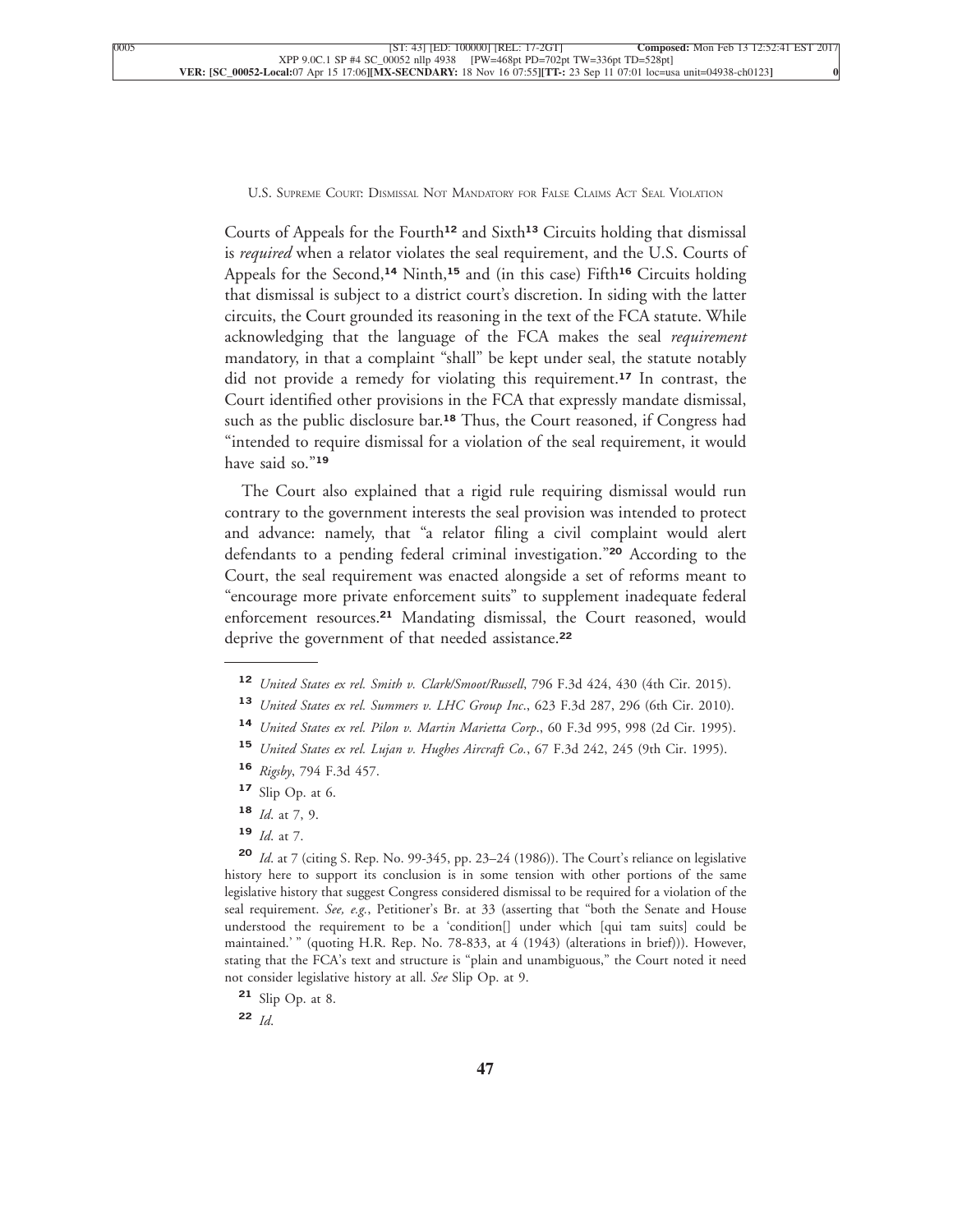Courts of Appeals for the Fourth[12] and Sixth[13] Circuits holding that dismissal is *required* when a relator violates the seal requirement, and the U.S. Courts of Appeals for the Second,[14] Ninth,[15] and (in this case) Fifth[16] Circuits holding that dismissal is subject to a district court's discretion. In siding with the latter circuits, the Court grounded its reasoning in the text of the FCA statute. While acknowledging that the language of the FCA makes the seal *requirement* mandatory, in that a complaint "shall" be kept under seal, the statute notably did not provide a remedy for violating this requirement.[17] In contrast, the Court identified other provisions in the FCA that expressly mandate dismissal, such as the public disclosure bar.[18] Thus, the Court reasoned, if Congress had "intended to require dismissal for a violation of the seal requirement, it would have said so."[19]

The Court also explained that a rigid rule requiring dismissal would run contrary to the government interests the seal provision was intended to protect and advance: namely, that "a relator filing a civil complaint would alert defendants to a pending federal criminal investigation."[20] According to the Court, the seal requirement was enacted alongside a set of reforms meant to "encourage more private enforcement suits" to supplement inadequate federal enforcement resources.[21] Mandating dismissal, the Court reasoned, would deprive the government of that needed assistance.[22]

---

[12] *United States ex rel. Smith v. Clark/Smoot/Russell*, 796 F.3d 424, 430 (4th Cir. 2015).

[13] *United States ex rel. Summers v. LHC Group Inc.*, 623 F.3d 287, 296 (6th Cir. 2010).

[14] *United States ex rel. Pilon v. Martin Marietta Corp.*, 60 F.3d 995, 998 (2d Cir. 1995).

[15] *United States ex rel. Lujan v. Hughes Aircraft Co.*, 67 F.3d 242, 245 (9th Cir. 1995).

[16] *Rigsby*, 794 F.3d 457.

[17] Slip Op. at 6.

[18] *Id*. at 7, 9.

[19] *Id*. at 7.

[20] *Id*. at 7 (citing S. Rep. No. 99-345, pp. 23–24 (1986)). The Court's reliance on legislative history here to support its conclusion is in some tension with other portions of the same legislative history that suggest Congress considered dismissal to be required for a violation of the seal requirement. *See, e.g.*, Petitioner's Br. at 33 (asserting that "both the Senate and House understood the requirement to be a 'condition[] under which [qui tam suits] could be maintained.' " (quoting H.R. Rep. No. 78-833, at 4 (1943) (alterations in brief))). However, stating that the FCA's text and structure is "plain and unambiguous," the Court noted it need not consider legislative history at all. *See* Slip Op. at 9.

[21] Slip Op. at 8.

[22] *Id*.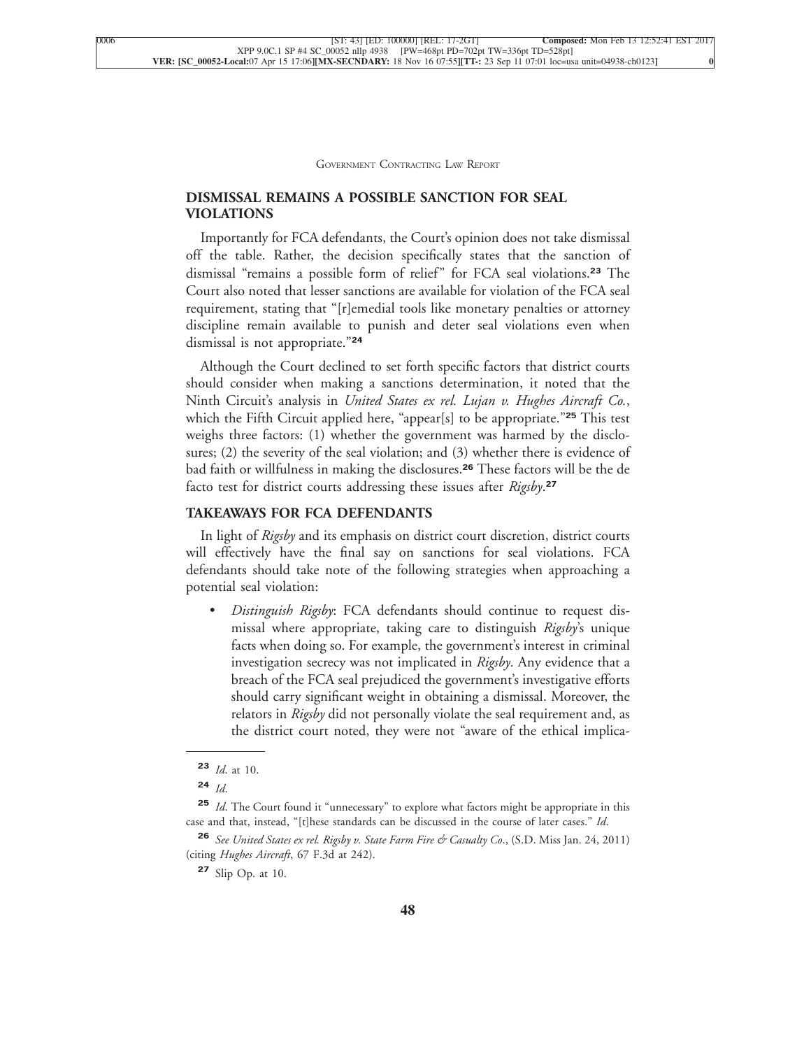## DISMISSAL REMAINS A POSSIBLE SANCTION FOR SEAL VIOLATIONS

Importantly for FCA defendants, the Court's opinion does not take dismissal off the table. Rather, the decision specifically states that the sanction of dismissal "remains a possible form of relief" for FCA seal violations.[23] The Court also noted that lesser sanctions are available for violation of the FCA seal requirement, stating that "[r]emedial tools like monetary penalties or attorney discipline remain available to punish and deter seal violations even when dismissal is not appropriate."[24]

Although the Court declined to set forth specific factors that district courts should consider when making a sanctions determination, it noted that the Ninth Circuit's analysis in *United States ex rel. Lujan v. Hughes Aircraft Co.*, which the Fifth Circuit applied here, "appear[s] to be appropriate."[25] This test weighs three factors: (1) whether the government was harmed by the disclosures; (2) the severity of the seal violation; and (3) whether there is evidence of bad faith or willfulness in making the disclosures.[26] These factors will be the de facto test for district courts addressing these issues after *Rigsby*.[27]

## TAKEAWAYS FOR FCA DEFENDANTS

In light of *Rigsby* and its emphasis on district court discretion, district courts will effectively have the final say on sanctions for seal violations. FCA defendants should take note of the following strategies when approaching a potential seal violation:

- *Distinguish Rigsby*: FCA defendants should continue to request dismissal where appropriate, taking care to distinguish *Rigsby*'s unique facts when doing so. For example, the government's interest in criminal investigation secrecy was not implicated in *Rigsby*. Any evidence that a breach of the FCA seal prejudiced the government's investigative efforts should carry significant weight in obtaining a dismissal. Moreover, the relators in *Rigsby* did not personally violate the seal requirement and, as the district court noted, they were not "aware of the ethical implica-

---

[23] *Id*. at 10.

[24] *Id*.

[25] *Id*. The Court found it "unnecessary" to explore what factors might be appropriate in this case and that, instead, "[t]hese standards can be discussed in the course of later cases." *Id*.

[26] *See United States ex rel. Rigsby v. State Farm Fire & Casualty Co*., (S.D. Miss Jan. 24, 2011) (citing *Hughes Aircraft*, 67 F.3d at 242).

[27] Slip Op. at 10.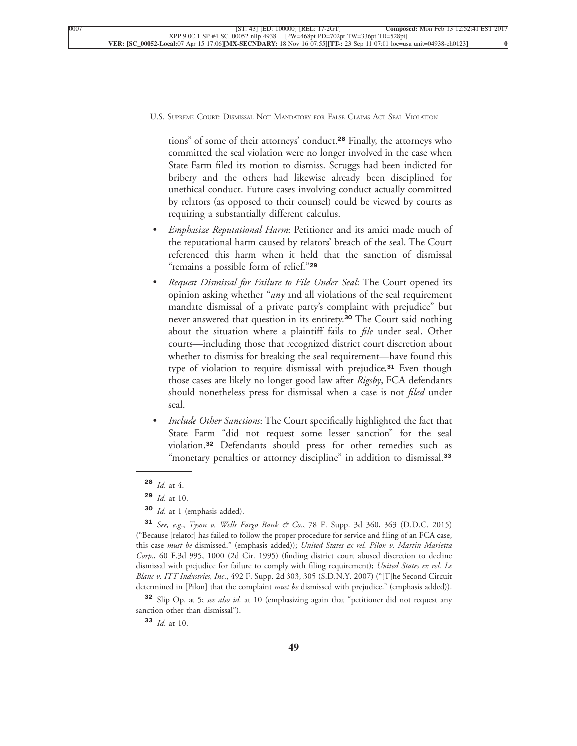tions" of some of their attorneys' conduct.[28] Finally, the attorneys who committed the seal violation were no longer involved in the case when State Farm filed its motion to dismiss. Scruggs had been indicted for bribery and the others had likewise already been disciplined for unethical conduct. Future cases involving conduct actually committed by relators (as opposed to their counsel) could be viewed by courts as requiring a substantially different calculus.

- *Emphasize Reputational Harm*: Petitioner and its amici made much of the reputational harm caused by relators' breach of the seal. The Court referenced this harm when it held that the sanction of dismissal "remains a possible form of relief."[29]
- *Request Dismissal for Failure to File Under Seal*: The Court opened its opinion asking whether "*any* and all violations of the seal requirement mandate dismissal of a private party's complaint with prejudice" but never answered that question in its entirety.[30] The Court said nothing about the situation where a plaintiff fails to *file* under seal. Other courts—including those that recognized district court discretion about whether to dismiss for breaking the seal requirement—have found this type of violation to require dismissal with prejudice.[31] Even though those cases are likely no longer good law after *Rigsby*, FCA defendants should nonetheless press for dismissal when a case is not *filed* under seal.
- *Include Other Sanctions*: The Court specifically highlighted the fact that State Farm "did not request some lesser sanction" for the seal violation.[32] Defendants should press for other remedies such as "monetary penalties or attorney discipline" in addition to dismissal.[33]

---

[28] *Id*. at 4.

[29] *Id*. at 10.

[30] *Id*. at 1 (emphasis added).

[31] *See, e.g.*, *Tyson v. Wells Fargo Bank & Co*., 78 F. Supp. 3d 360, 363 (D.D.C. 2015) ("Because [relator] has failed to follow the proper procedure for service and filing of an FCA case, this case *must be* dismissed." (emphasis added)); *United States ex rel. Pilon v. Martin Marietta Corp*., 60 F.3d 995, 1000 (2d Cir. 1995) (finding district court abused discretion to decline dismissal with prejudice for failure to comply with filing requirement); *United States ex rel. Le Blanc v. ITT Industries, Inc*., 492 F. Supp. 2d 303, 305 (S.D.N.Y. 2007) ("[T]he Second Circuit determined in [Pilon] that the complaint *must be* dismissed with prejudice." (emphasis added)).

[32] Slip Op. at 5; *see also id.* at 10 (emphasizing again that "petitioner did not request any sanction other than dismissal").

[33] *Id*. at 10.